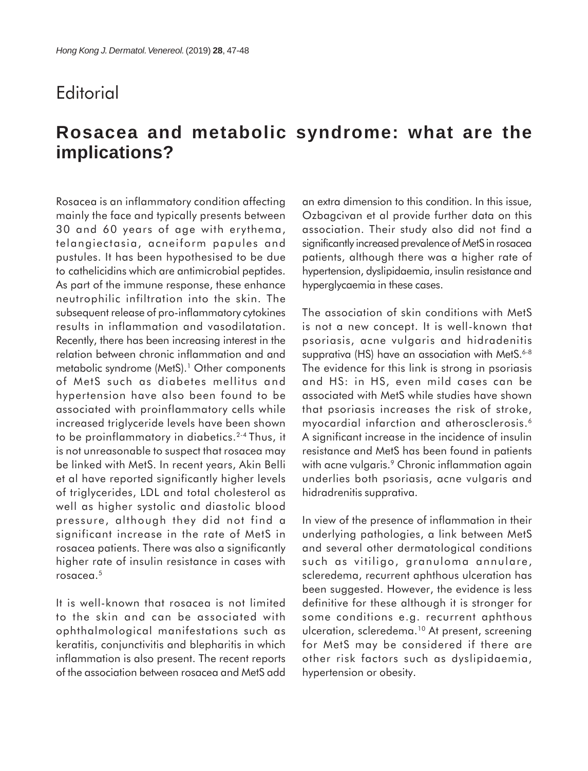# Editorial

## Rosacea and metabolic syndrome: what are the implications?

Rosacea is an inflammatory condition affecting mainly the face and typically presents between 30 and 60 years of age with erythema, telangiectasia, acneiform papules and pustules. It has been hypothesised to be due to cathelicidins which are antimicrobial peptides. As part of the immune response, these enhance neutrophilic infiltration into the skin. The subsequent release of pro-inflammatory cytokines results in inflammation and vasodilatation. Recently, there has been increasing interest in the relation between chronic inflammation and and metabolic syndrome (MetS).[1] Other components of MetS such as diabetes mellitus and hypertension have also been found to be associated with proinflammatory cells while increased triglyceride levels have been shown to be proinflammatory in diabetics.[2-4] Thus, it is not unreasonable to suspect that rosacea may be linked with MetS. In recent years, Akin Belli et al have reported significantly higher levels of triglycerides, LDL and total cholesterol as well as higher systolic and diastolic blood pressure, although they did not find a significant increase in the rate of MetS in rosacea patients. There was also a significantly higher rate of insulin resistance in cases with rosacea.[5]

It is well-known that rosacea is not limited to the skin and can be associated with ophthalmological manifestations such as keratitis, conjunctivitis and blepharitis in which inflammation is also present. The recent reports of the association between rosacea and MetS add an extra dimension to this condition. In this issue, Ozbagcivan et al provide further data on this association. Their study also did not find a significantly increased prevalence of MetS in rosacea patients, although there was a higher rate of hypertension, dyslipidaemia, insulin resistance and hyperglycaemia in these cases.

The association of skin conditions with MetS is not a new concept. It is well-known that psoriasis, acne vulgaris and hidradenitis supprativa (HS) have an association with MetS.[6-8] The evidence for this link is strong in psoriasis and HS: in HS, even mild cases can be associated with MetS while studies have shown that psoriasis increases the risk of stroke, myocardial infarction and atherosclerosis.[6] A significant increase in the incidence of insulin resistance and MetS has been found in patients with acne vulgaris.[9] Chronic inflammation again underlies both psoriasis, acne vulgaris and hidradrenitis supprativa.

In view of the presence of inflammation in their underlying pathologies, a link between MetS and several other dermatological conditions such as vitiligo, granuloma annulare, scleredema, recurrent aphthous ulceration has been suggested. However, the evidence is less definitive for these although it is stronger for some conditions e.g. recurrent aphthous ulceration, scleredema.[10] At present, screening for MetS may be considered if there are other risk factors such as dyslipidaemia, hypertension or obesity.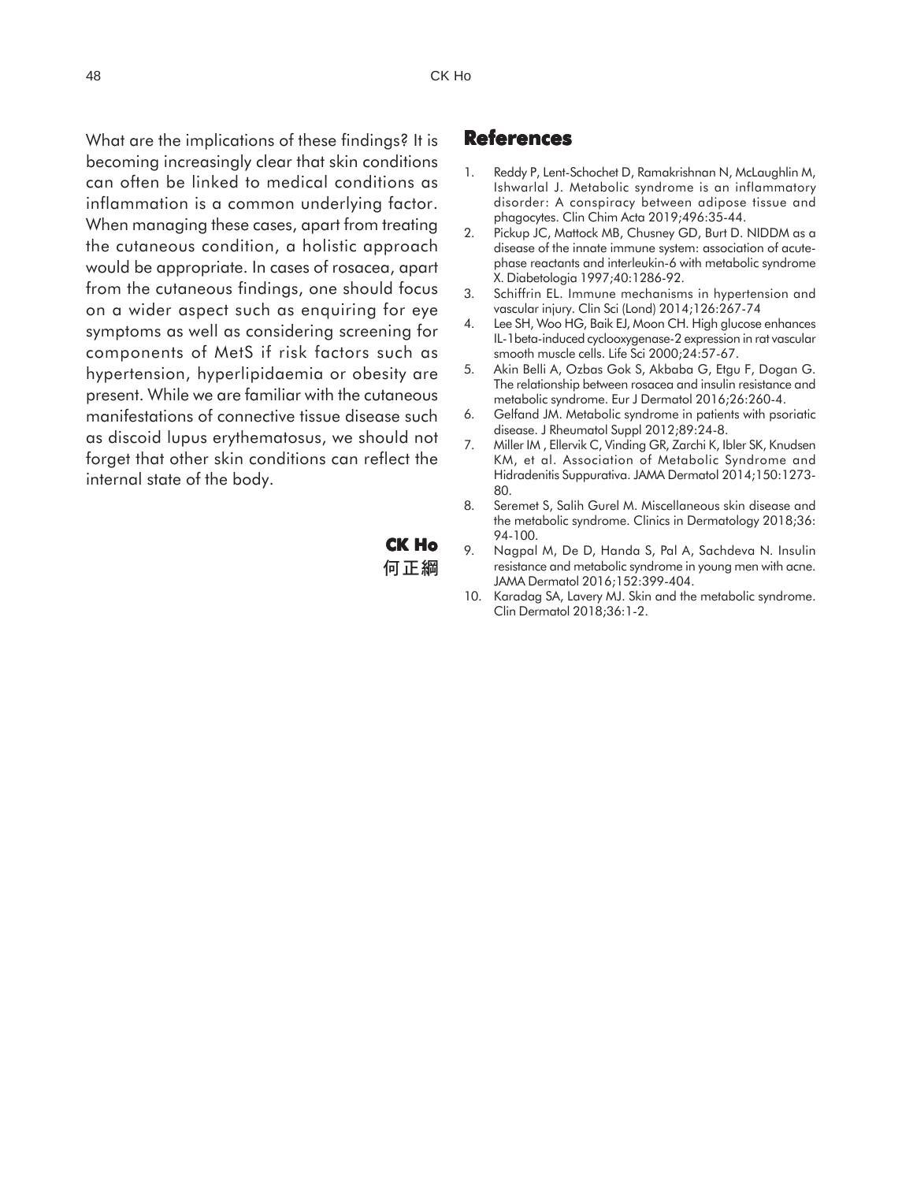What are the implications of these findings? It is becoming increasingly clear that skin conditions can often be linked to medical conditions as inflammation is a common underlying factor. When managing these cases, apart from treating the cutaneous condition, a holistic approach would be appropriate. In cases of rosacea, apart from the cutaneous findings, one should focus on a wider aspect such as enquiring for eye symptoms as well as considering screening for components of MetS if risk factors such as hypertension, hyperlipidaemia or obesity are present. While we are familiar with the cutaneous manifestations of connective tissue disease such as discoid lupus erythematosus, we should not forget that other skin conditions can reflect the internal state of the body.

**CK Ho**
**何正綱**

## References

1. Reddy P, Lent-Schochet D, Ramakrishnan N, McLaughlin M, Ishwarlal J. Metabolic syndrome is an inflammatory disorder: A conspiracy between adipose tissue and phagocytes. Clin Chim Acta 2019;496:35-44.
2. Pickup JC, Mattock MB, Chusney GD, Burt D. NIDDM as a disease of the innate immune system: association of acute-phase reactants and interleukin-6 with metabolic syndrome X. Diabetologia 1997;40:1286-92.
3. Schiffrin EL. Immune mechanisms in hypertension and vascular injury. Clin Sci (Lond) 2014;126:267-74
4. Lee SH, Woo HG, Baik EJ, Moon CH. High glucose enhances IL-1beta-induced cyclooxygenase-2 expression in rat vascular smooth muscle cells. Life Sci 2000;24:57-67.
5. Akin Belli A, Ozbas Gok S, Akbaba G, Etgu F, Dogan G. The relationship between rosacea and insulin resistance and metabolic syndrome. Eur J Dermatol 2016;26:260-4.
6. Gelfand JM. Metabolic syndrome in patients with psoriatic disease. J Rheumatol Suppl 2012;89:24-8.
7. Miller IM , Ellervik C, Vinding GR, Zarchi K, Ibler SK, Knudsen KM, et al. Association of Metabolic Syndrome and Hidradenitis Suppurativa. JAMA Dermatol 2014;150:1273-80.
8. Seremet S, Salih Gurel M. Miscellaneous skin disease and the metabolic syndrome. Clinics in Dermatology 2018;36: 94-100.
9. Nagpal M, De D, Handa S, Pal A, Sachdeva N. Insulin resistance and metabolic syndrome in young men with acne. JAMA Dermatol 2016;152:399-404.
10. Karadag SA, Lavery MJ. Skin and the metabolic syndrome. Clin Dermatol 2018;36:1-2.